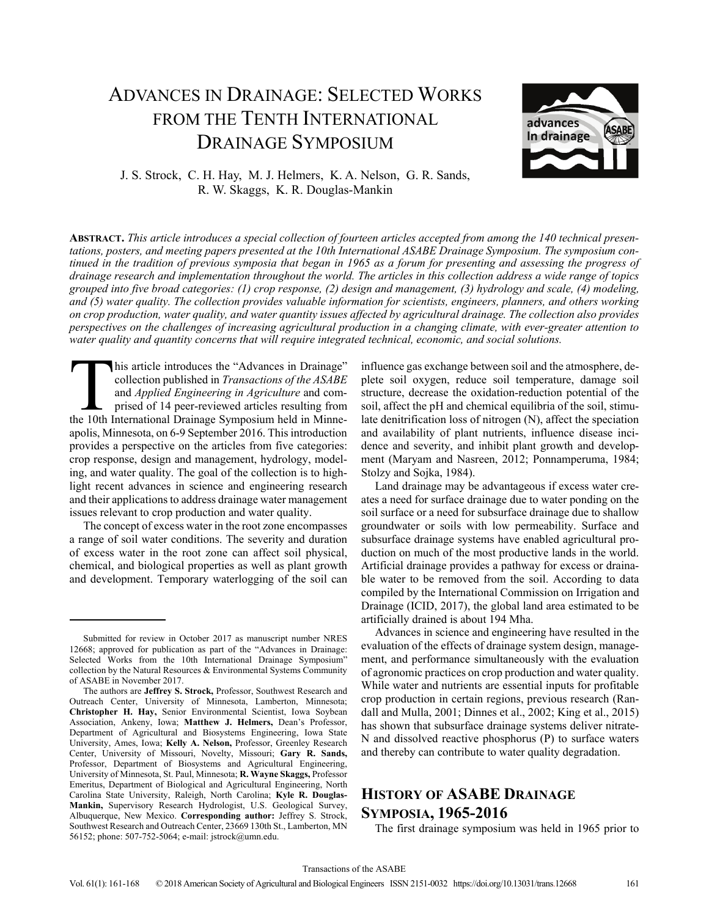# Advances in Drainage: Selected Works from the Tenth International Drainage Symposium

J. S. Strock, C. H. Hay, M. J. Helmers, K. A. Nelson, G. R. Sands, R. W. Skaggs, K. R. Douglas-Mankin

**Abstract.** *This article introduces a special collection of fourteen articles accepted from among the 140 technical presentations, posters, and meeting papers presented at the 10th International ASABE Drainage Symposium. The symposium continued in the tradition of previous symposia that began in 1965 as a forum for presenting and assessing the progress of drainage research and implementation throughout the world. The articles in this collection address a wide range of topics grouped into five broad categories: (1) crop response, (2) design and management, (3) hydrology and scale, (4) modeling, and (5) water quality. The collection provides valuable information for scientists, engineers, planners, and others working on crop production, water quality, and water quantity issues affected by agricultural drainage. The collection also provides perspectives on the challenges of increasing agricultural production in a changing climate, with ever-greater attention to water quality and quantity concerns that will require integrated technical, economic, and social solutions.*

This article introduces the "Advances in Drainage" collection published in *Transactions of the ASABE* and *Applied Engineering in Agriculture* and comprised of 14 peer-reviewed articles resulting from the 10th International Drainage Symposium held in Minneapolis, Minnesota, on 6-9 September 2016. This introduction provides a perspective on the articles from five categories: crop response, design and management, hydrology, modeling, and water quality. The goal of the collection is to highlight recent advances in science and engineering research and their applications to address drainage water management issues relevant to crop production and water quality.

The concept of excess water in the root zone encompasses a range of soil water conditions. The severity and duration of excess water in the root zone can affect soil physical, chemical, and biological properties as well as plant growth and development. Temporary waterlogging of the soil can influence gas exchange between soil and the atmosphere, deplete soil oxygen, reduce soil temperature, damage soil structure, decrease the oxidation-reduction potential of the soil, affect the pH and chemical equilibria of the soil, stimulate denitrification loss of nitrogen (N), affect the speciation and availability of plant nutrients, influence disease incidence and severity, and inhibit plant growth and development (Maryam and Nasreen, 2012; Ponnamperuma, 1984; Stolzy and Sojka, 1984).

Land drainage may be advantageous if excess water creates a need for surface drainage due to water ponding on the soil surface or a need for subsurface drainage due to shallow groundwater or soils with low permeability. Surface and subsurface drainage systems have enabled agricultural production on much of the most productive lands in the world. Artificial drainage provides a pathway for excess or drainable water to be removed from the soil. According to data compiled by the International Commission on Irrigation and Drainage (ICID, 2017), the global land area estimated to be artificially drained is about 194 Mha.

Advances in science and engineering have resulted in the evaluation of the effects of drainage system design, management, and performance simultaneously with the evaluation of agronomic practices on crop production and water quality. While water and nutrients are essential inputs for profitable crop production in certain regions, previous research (Randall and Mulla, 2001; Dinnes et al., 2002; King et al., 2015) has shown that subsurface drainage systems deliver nitrate-N and dissolved reactive phosphorus (P) to surface waters and thereby can contribute to water quality degradation.

## History of ASABE Drainage Symposia, 1965-2016

The first drainage symposium was held in 1965 prior to

---

Submitted for review in October 2017 as manuscript number NRES 12668; approved for publication as part of the "Advances in Drainage: Selected Works from the 10th International Drainage Symposium" collection by the Natural Resources & Environmental Systems Community of ASABE in November 2017.

The authors are **Jeffrey S. Strock,** Professor, Southwest Research and Outreach Center, University of Minnesota, Lamberton, Minnesota; **Christopher H. Hay,** Senior Environmental Scientist, Iowa Soybean Association, Ankeny, Iowa; **Matthew J. Helmers,** Dean's Professor, Department of Agricultural and Biosystems Engineering, Iowa State University, Ames, Iowa; **Kelly A. Nelson,** Professor, Greenley Research Center, University of Missouri, Novelty, Missouri; **Gary R. Sands,** Professor, Department of Biosystems and Agricultural Engineering, University of Minnesota, St. Paul, Minnesota; **R. Wayne Skaggs,** Professor Emeritus, Department of Biological and Agricultural Engineering, North Carolina State University, Raleigh, North Carolina; **Kyle R. Douglas-Mankin,** Supervisory Research Hydrologist, U.S. Geological Survey, Albuquerque, New Mexico. **Corresponding author:** Jeffrey S. Strock, Southwest Research and Outreach Center, 23669 130th St., Lamberton, MN 56152; phone: 507-752-5064; e-mail: jstrock@umn.edu.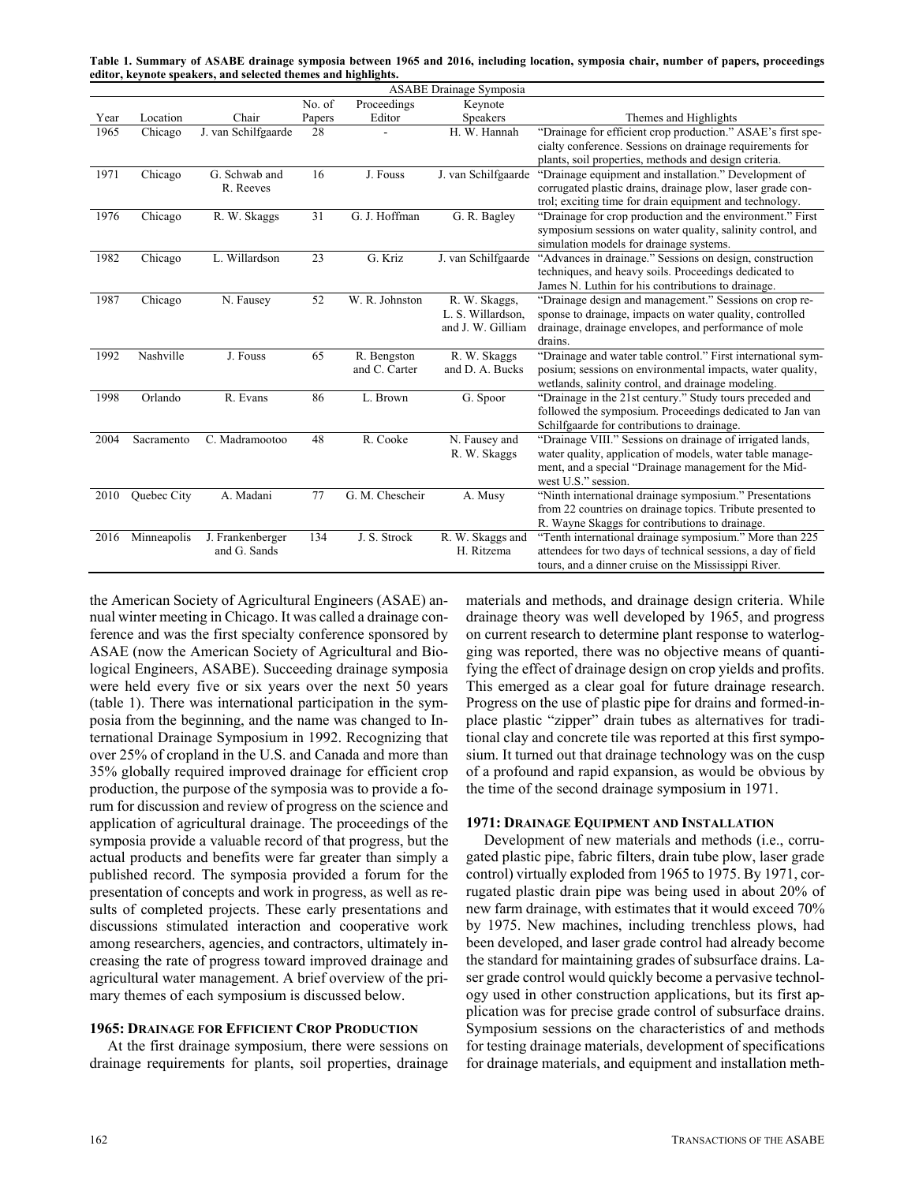**Table 1. Summary of ASABE drainage symposia between 1965 and 2016, including location, symposia chair, number of papers, proceedings editor, keynote speakers, and selected themes and highlights.**

| ASABE Drainage Symposia | | | | | | |
|---|---|---|---|---|---|---|
| Year | Location | Chair | No. of Papers | Proceedings Editor | Keynote Speakers | Themes and Highlights |
| 1965 | Chicago | J. van Schilfgaarde | 28 | - | H. W. Hannah | "Drainage for efficient crop production." ASAE's first specialty conference. Sessions on drainage requirements for plants, soil properties, methods and design criteria. |
| 1971 | Chicago | G. Schwab and R. Reeves | 16 | J. Fouss | J. van Schilfgaarde | "Drainage equipment and installation." Development of corrugated plastic drains, drainage plow, laser grade control; exciting time for drain equipment and technology. |
| 1976 | Chicago | R. W. Skaggs | 31 | G. J. Hoffman | G. R. Bagley | "Drainage for crop production and the environment." First symposium sessions on water quality, salinity control, and simulation models for drainage systems. |
| 1982 | Chicago | L. Willardson | 23 | G. Kriz | J. van Schilfgaarde | "Advances in drainage." Sessions on design, construction techniques, and heavy soils. Proceedings dedicated to James N. Luthin for his contributions to drainage. |
| 1987 | Chicago | N. Fausey | 52 | W. R. Johnston | R. W. Skaggs, L. S. Willardson, and J. W. Gilliam | "Drainage design and management." Sessions on crop response to drainage, impacts on water quality, controlled drainage, drainage envelopes, and performance of mole drains. |
| 1992 | Nashville | J. Fouss | 65 | R. Bengston and C. Carter | R. W. Skaggs and D. A. Bucks | "Drainage and water table control." First international symposium; sessions on environmental impacts, water quality, wetlands, salinity control, and drainage modeling. |
| 1998 | Orlando | R. Evans | 86 | L. Brown | G. Spoor | "Drainage in the 21st century." Study tours preceded and followed the symposium. Proceedings dedicated to Jan van Schilfgaarde for contributions to drainage. |
| 2004 | Sacramento | C. Madramootoo | 48 | R. Cooke | N. Fausey and R. W. Skaggs | "Drainage VIII." Sessions on drainage of irrigated lands, water quality, application of models, water table management, and a special "Drainage management for the Midwest U.S." session. |
| 2010 | Quebec City | A. Madani | 77 | G. M. Chescheir | A. Musy | "Ninth international drainage symposium." Presentations from 22 countries on drainage topics. Tribute presented to R. Wayne Skaggs for contributions to drainage. |
| 2016 | Minneapolis | J. Frankenberger and G. Sands | 134 | J. S. Strock | R. W. Skaggs and H. Ritzema | "Tenth international drainage symposium." More than 225 attendees for two days of technical sessions, a day of field tours, and a dinner cruise on the Mississippi River. |

the American Society of Agricultural Engineers (ASAE) annual winter meeting in Chicago. It was called a drainage conference and was the first specialty conference sponsored by ASAE (now the American Society of Agricultural and Biological Engineers, ASABE). Succeeding drainage symposia were held every five or six years over the next 50 years (table 1). There was international participation in the symposia from the beginning, and the name was changed to International Drainage Symposium in 1992. Recognizing that over 25% of cropland in the U.S. and Canada and more than 35% globally required improved drainage for efficient crop production, the purpose of the symposia was to provide a forum for discussion and review of progress on the science and application of agricultural drainage. The proceedings of the symposia provide a valuable record of that progress, but the actual products and benefits were far greater than simply a published record. The symposia provided a forum for the presentation of concepts and work in progress, as well as results of completed projects. These early presentations and discussions stimulated interaction and cooperative work among researchers, agencies, and contractors, ultimately increasing the rate of progress toward improved drainage and agricultural water management. A brief overview of the primary themes of each symposium is discussed below.

### 1965: Drainage for Efficient Crop Production

At the first drainage symposium, there were sessions on drainage requirements for plants, soil properties, drainage materials and methods, and drainage design criteria. While drainage theory was well developed by 1965, and progress on current research to determine plant response to waterlogging was reported, there was no objective means of quantifying the effect of drainage design on crop yields and profits. This emerged as a clear goal for future drainage research. Progress on the use of plastic pipe for drains and formed-in-place plastic "zipper" drain tubes as alternatives for traditional clay and concrete tile was reported at this first symposium. It turned out that drainage technology was on the cusp of a profound and rapid expansion, as would be obvious by the time of the second drainage symposium in 1971.

### 1971: Drainage Equipment and Installation

Development of new materials and methods (i.e., corrugated plastic pipe, fabric filters, drain tube plow, laser grade control) virtually exploded from 1965 to 1975. By 1971, corrugated plastic drain pipe was being used in about 20% of new farm drainage, with estimates that it would exceed 70% by 1975. New machines, including trenchless plows, had been developed, and laser grade control had already become the standard for maintaining grades of subsurface drains. Laser grade control would quickly become a pervasive technology used in other construction applications, but its first application was for precise grade control of subsurface drains. Symposium sessions on the characteristics of and methods for testing drainage materials, development of specifications for drainage materials, and equipment and installation meth-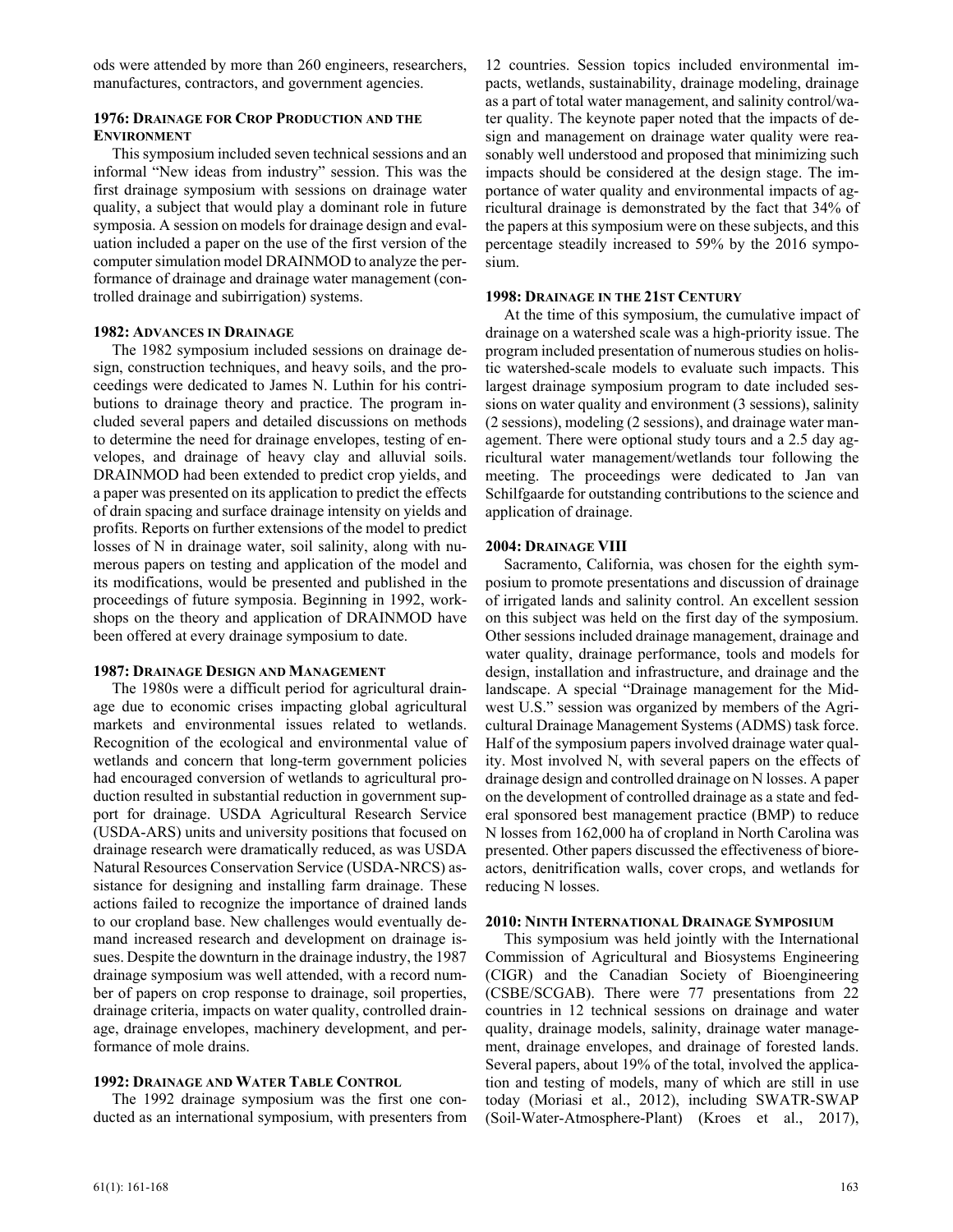ods were attended by more than 260 engineers, researchers, manufactures, contractors, and government agencies.

### 1976: Drainage for Crop Production and the Environment

This symposium included seven technical sessions and an informal "New ideas from industry" session. This was the first drainage symposium with sessions on drainage water quality, a subject that would play a dominant role in future symposia. A session on models for drainage design and evaluation included a paper on the use of the first version of the computer simulation model DRAINMOD to analyze the performance of drainage and drainage water management (controlled drainage and subirrigation) systems.

### 1982: Advances in Drainage

The 1982 symposium included sessions on drainage design, construction techniques, and heavy soils, and the proceedings were dedicated to James N. Luthin for his contributions to drainage theory and practice. The program included several papers and detailed discussions on methods to determine the need for drainage envelopes, testing of envelopes, and drainage of heavy clay and alluvial soils. DRAINMOD had been extended to predict crop yields, and a paper was presented on its application to predict the effects of drain spacing and surface drainage intensity on yields and profits. Reports on further extensions of the model to predict losses of N in drainage water, soil salinity, along with numerous papers on testing and application of the model and its modifications, would be presented and published in the proceedings of future symposia. Beginning in 1992, workshops on the theory and application of DRAINMOD have been offered at every drainage symposium to date.

### 1987: Drainage Design and Management

The 1980s were a difficult period for agricultural drainage due to economic crises impacting global agricultural markets and environmental issues related to wetlands. Recognition of the ecological and environmental value of wetlands and concern that long-term government policies had encouraged conversion of wetlands to agricultural production resulted in substantial reduction in government support for drainage. USDA Agricultural Research Service (USDA-ARS) units and university positions that focused on drainage research were dramatically reduced, as was USDA Natural Resources Conservation Service (USDA-NRCS) assistance for designing and installing farm drainage. These actions failed to recognize the importance of drained lands to our cropland base. New challenges would eventually demand increased research and development on drainage issues. Despite the downturn in the drainage industry, the 1987 drainage symposium was well attended, with a record number of papers on crop response to drainage, soil properties, drainage criteria, impacts on water quality, controlled drainage, drainage envelopes, machinery development, and performance of mole drains.

### 1992: Drainage and Water Table Control

The 1992 drainage symposium was the first one conducted as an international symposium, with presenters from 12 countries. Session topics included environmental impacts, wetlands, sustainability, drainage modeling, drainage as a part of total water management, and salinity control/water quality. The keynote paper noted that the impacts of design and management on drainage water quality were reasonably well understood and proposed that minimizing such impacts should be considered at the design stage. The importance of water quality and environmental impacts of agricultural drainage is demonstrated by the fact that 34% of the papers at this symposium were on these subjects, and this percentage steadily increased to 59% by the 2016 symposium.

### 1998: Drainage in the 21st Century

At the time of this symposium, the cumulative impact of drainage on a watershed scale was a high-priority issue. The program included presentation of numerous studies on holistic watershed-scale models to evaluate such impacts. This largest drainage symposium program to date included sessions on water quality and environment (3 sessions), salinity (2 sessions), modeling (2 sessions), and drainage water management. There were optional study tours and a 2.5 day agricultural water management/wetlands tour following the meeting. The proceedings were dedicated to Jan van Schilfgaarde for outstanding contributions to the science and application of drainage.

### 2004: Drainage VIII

Sacramento, California, was chosen for the eighth symposium to promote presentations and discussion of drainage of irrigated lands and salinity control. An excellent session on this subject was held on the first day of the symposium. Other sessions included drainage management, drainage and water quality, drainage performance, tools and models for design, installation and infrastructure, and drainage and the landscape. A special "Drainage management for the Midwest U.S." session was organized by members of the Agricultural Drainage Management Systems (ADMS) task force. Half of the symposium papers involved drainage water quality. Most involved N, with several papers on the effects of drainage design and controlled drainage on N losses. A paper on the development of controlled drainage as a state and federal sponsored best management practice (BMP) to reduce N losses from 162,000 ha of cropland in North Carolina was presented. Other papers discussed the effectiveness of bioreactors, denitrification walls, cover crops, and wetlands for reducing N losses.

### 2010: Ninth International Drainage Symposium

This symposium was held jointly with the International Commission of Agricultural and Biosystems Engineering (CIGR) and the Canadian Society of Bioengineering (CSBE/SCGAB). There were 77 presentations from 22 countries in 12 technical sessions on drainage and water quality, drainage models, salinity, drainage water management, drainage envelopes, and drainage of forested lands. Several papers, about 19% of the total, involved the application and testing of models, many of which are still in use today (Moriasi et al., 2012), including SWATR-SWAP (Soil-Water-Atmosphere-Plant) (Kroes et al., 2017),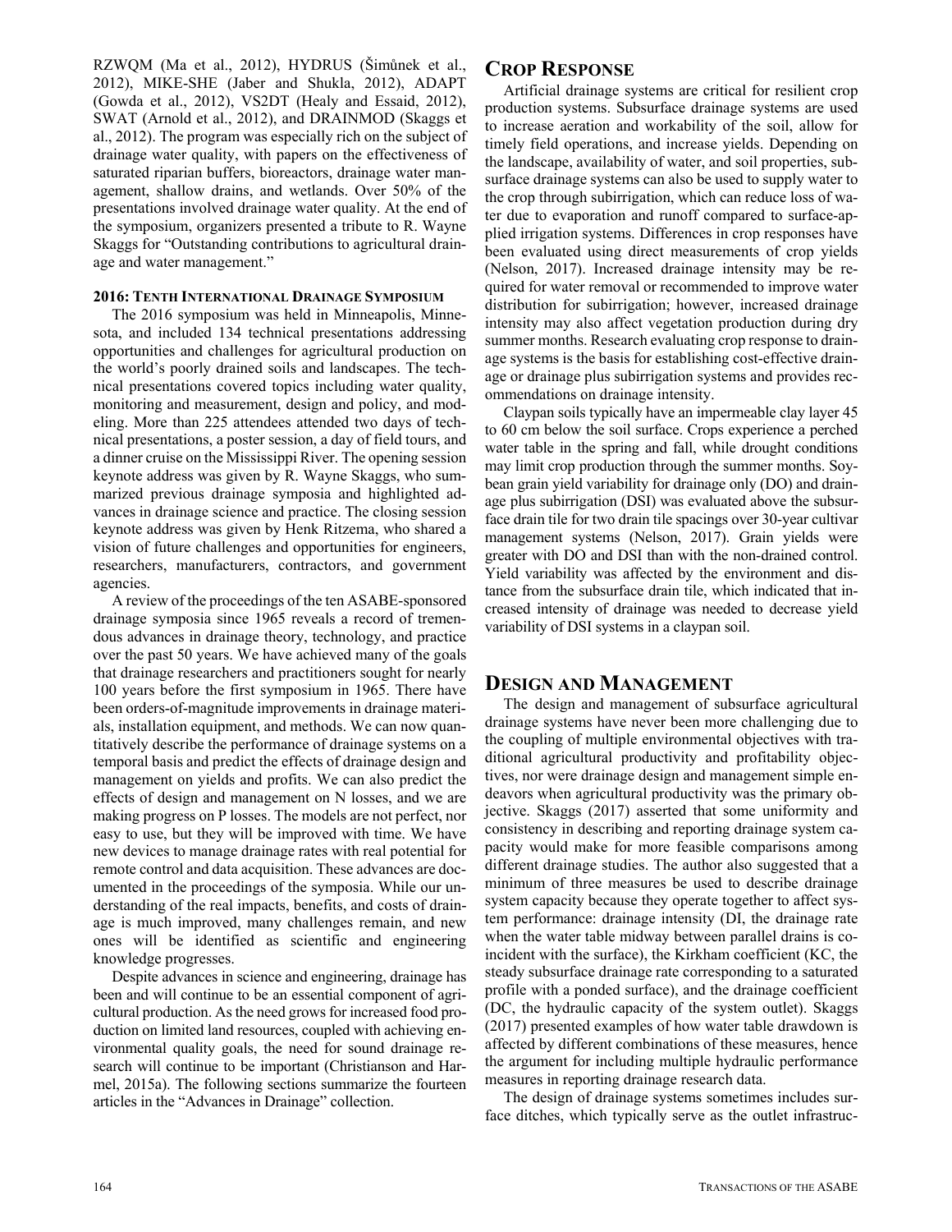RZWQM (Ma et al., 2012), HYDRUS (Šimůnek et al., 2012), MIKE-SHE (Jaber and Shukla, 2012), ADAPT (Gowda et al., 2012), VS2DT (Healy and Essaid, 2012), SWAT (Arnold et al., 2012), and DRAINMOD (Skaggs et al., 2012). The program was especially rich on the subject of drainage water quality, with papers on the effectiveness of saturated riparian buffers, bioreactors, drainage water management, shallow drains, and wetlands. Over 50% of the presentations involved drainage water quality. At the end of the symposium, organizers presented a tribute to R. Wayne Skaggs for "Outstanding contributions to agricultural drainage and water management."

#### 2016: Tenth International Drainage Symposium

The 2016 symposium was held in Minneapolis, Minnesota, and included 134 technical presentations addressing opportunities and challenges for agricultural production on the world's poorly drained soils and landscapes. The technical presentations covered topics including water quality, monitoring and measurement, design and policy, and modeling. More than 225 attendees attended two days of technical presentations, a poster session, a day of field tours, and a dinner cruise on the Mississippi River. The opening session keynote address was given by R. Wayne Skaggs, who summarized previous drainage symposia and highlighted advances in drainage science and practice. The closing session keynote address was given by Henk Ritzema, who shared a vision of future challenges and opportunities for engineers, researchers, manufacturers, contractors, and government agencies.

A review of the proceedings of the ten ASABE-sponsored drainage symposia since 1965 reveals a record of tremendous advances in drainage theory, technology, and practice over the past 50 years. We have achieved many of the goals that drainage researchers and practitioners sought for nearly 100 years before the first symposium in 1965. There have been orders-of-magnitude improvements in drainage materials, installation equipment, and methods. We can now quantitatively describe the performance of drainage systems on a temporal basis and predict the effects of drainage design and management on yields and profits. We can also predict the effects of design and management on N losses, and we are making progress on P losses. The models are not perfect, nor easy to use, but they will be improved with time. We have new devices to manage drainage rates with real potential for remote control and data acquisition. These advances are documented in the proceedings of the symposia. While our understanding of the real impacts, benefits, and costs of drainage is much improved, many challenges remain, and new ones will be identified as scientific and engineering knowledge progresses.

Despite advances in science and engineering, drainage has been and will continue to be an essential component of agricultural production. As the need grows for increased food production on limited land resources, coupled with achieving environmental quality goals, the need for sound drainage research will continue to be important (Christianson and Harmel, 2015a). The following sections summarize the fourteen articles in the "Advances in Drainage" collection.

## Crop Response

Artificial drainage systems are critical for resilient crop production systems. Subsurface drainage systems are used to increase aeration and workability of the soil, allow for timely field operations, and increase yields. Depending on the landscape, availability of water, and soil properties, subsurface drainage systems can also be used to supply water to the crop through subirrigation, which can reduce loss of water due to evaporation and runoff compared to surface-applied irrigation systems. Differences in crop responses have been evaluated using direct measurements of crop yields (Nelson, 2017). Increased drainage intensity may be required for water removal or recommended to improve water distribution for subirrigation; however, increased drainage intensity may also affect vegetation production during dry summer months. Research evaluating crop response to drainage systems is the basis for establishing cost-effective drainage or drainage plus subirrigation systems and provides recommendations on drainage intensity.

Claypan soils typically have an impermeable clay layer 45 to 60 cm below the soil surface. Crops experience a perched water table in the spring and fall, while drought conditions may limit crop production through the summer months. Soybean grain yield variability for drainage only (DO) and drainage plus subirrigation (DSI) was evaluated above the subsurface drain tile for two drain tile spacings over 30-year cultivar management systems (Nelson, 2017). Grain yields were greater with DO and DSI than with the non-drained control. Yield variability was affected by the environment and distance from the subsurface drain tile, which indicated that increased intensity of drainage was needed to decrease yield variability of DSI systems in a claypan soil.

## Design and Management

The design and management of subsurface agricultural drainage systems have never been more challenging due to the coupling of multiple environmental objectives with traditional agricultural productivity and profitability objectives, nor were drainage design and management simple endeavors when agricultural productivity was the primary objective. Skaggs (2017) asserted that some uniformity and consistency in describing and reporting drainage system capacity would make for more feasible comparisons among different drainage studies. The author also suggested that a minimum of three measures be used to describe drainage system capacity because they operate together to affect system performance: drainage intensity (DI, the drainage rate when the water table midway between parallel drains is coincident with the surface), the Kirkham coefficient (KC, the steady subsurface drainage rate corresponding to a saturated profile with a ponded surface), and the drainage coefficient (DC, the hydraulic capacity of the system outlet). Skaggs (2017) presented examples of how water table drawdown is affected by different combinations of these measures, hence the argument for including multiple hydraulic performance measures in reporting drainage research data.

The design of drainage systems sometimes includes surface ditches, which typically serve as the outlet infrastruc-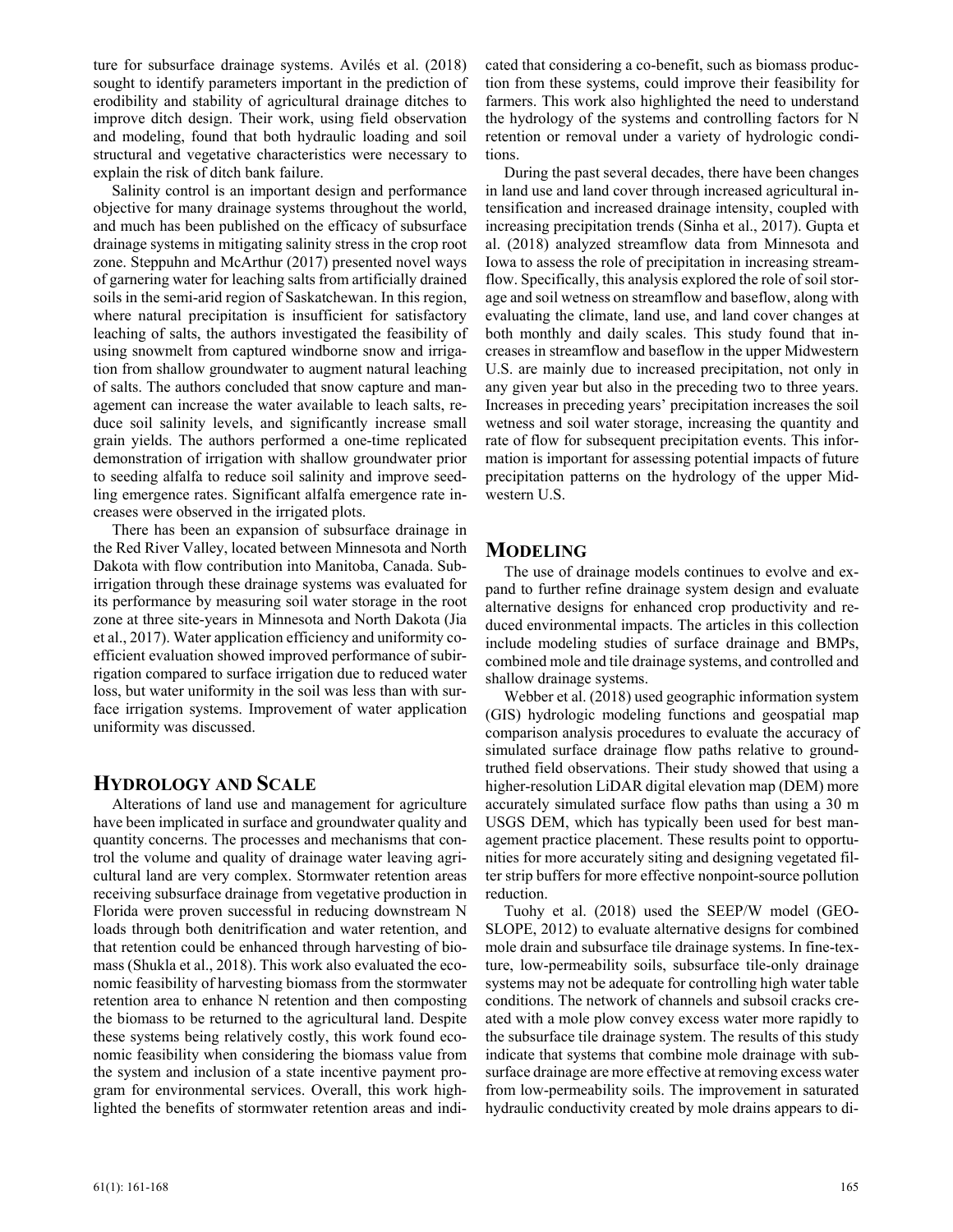ture for subsurface drainage systems. Avilés et al. (2018) sought to identify parameters important in the prediction of erodibility and stability of agricultural drainage ditches to improve ditch design. Their work, using field observation and modeling, found that both hydraulic loading and soil structural and vegetative characteristics were necessary to explain the risk of ditch bank failure.

Salinity control is an important design and performance objective for many drainage systems throughout the world, and much has been published on the efficacy of subsurface drainage systems in mitigating salinity stress in the crop root zone. Steppuhn and McArthur (2017) presented novel ways of garnering water for leaching salts from artificially drained soils in the semi-arid region of Saskatchewan. In this region, where natural precipitation is insufficient for satisfactory leaching of salts, the authors investigated the feasibility of using snowmelt from captured windborne snow and irrigation from shallow groundwater to augment natural leaching of salts. The authors concluded that snow capture and management can increase the water available to leach salts, reduce soil salinity levels, and significantly increase small grain yields. The authors performed a one-time replicated demonstration of irrigation with shallow groundwater prior to seeding alfalfa to reduce soil salinity and improve seedling emergence rates. Significant alfalfa emergence rate increases were observed in the irrigated plots.

There has been an expansion of subsurface drainage in the Red River Valley, located between Minnesota and North Dakota with flow contribution into Manitoba, Canada. Subirrigation through these drainage systems was evaluated for its performance by measuring soil water storage in the root zone at three site-years in Minnesota and North Dakota (Jia et al., 2017). Water application efficiency and uniformity coefficient evaluation showed improved performance of subirrigation compared to surface irrigation due to reduced water loss, but water uniformity in the soil was less than with surface irrigation systems. Improvement of water application uniformity was discussed.

## Hydrology and Scale

Alterations of land use and management for agriculture have been implicated in surface and groundwater quality and quantity concerns. The processes and mechanisms that control the volume and quality of drainage water leaving agricultural land are very complex. Stormwater retention areas receiving subsurface drainage from vegetative production in Florida were proven successful in reducing downstream N loads through both denitrification and water retention, and that retention could be enhanced through harvesting of biomass (Shukla et al., 2018). This work also evaluated the economic feasibility of harvesting biomass from the stormwater retention area to enhance N retention and then composting the biomass to be returned to the agricultural land. Despite these systems being relatively costly, this work found economic feasibility when considering the biomass value from the system and inclusion of a state incentive payment program for environmental services. Overall, this work highlighted the benefits of stormwater retention areas and indicated that considering a co-benefit, such as biomass production from these systems, could improve their feasibility for farmers. This work also highlighted the need to understand the hydrology of the systems and controlling factors for N retention or removal under a variety of hydrologic conditions.

During the past several decades, there have been changes in land use and land cover through increased agricultural intensification and increased drainage intensity, coupled with increasing precipitation trends (Sinha et al., 2017). Gupta et al. (2018) analyzed streamflow data from Minnesota and Iowa to assess the role of precipitation in increasing streamflow. Specifically, this analysis explored the role of soil storage and soil wetness on streamflow and baseflow, along with evaluating the climate, land use, and land cover changes at both monthly and daily scales. This study found that increases in streamflow and baseflow in the upper Midwestern U.S. are mainly due to increased precipitation, not only in any given year but also in the preceding two to three years. Increases in preceding years' precipitation increases the soil wetness and soil water storage, increasing the quantity and rate of flow for subsequent precipitation events. This information is important for assessing potential impacts of future precipitation patterns on the hydrology of the upper Midwestern U.S.

## Modeling

The use of drainage models continues to evolve and expand to further refine drainage system design and evaluate alternative designs for enhanced crop productivity and reduced environmental impacts. The articles in this collection include modeling studies of surface drainage and BMPs, combined mole and tile drainage systems, and controlled and shallow drainage systems.

Webber et al. (2018) used geographic information system (GIS) hydrologic modeling functions and geospatial map comparison analysis procedures to evaluate the accuracy of simulated surface drainage flow paths relative to ground-truthed field observations. Their study showed that using a higher-resolution LiDAR digital elevation map (DEM) more accurately simulated surface flow paths than using a 30 m USGS DEM, which has typically been used for best management practice placement. These results point to opportunities for more accurately siting and designing vegetated filter strip buffers for more effective nonpoint-source pollution reduction.

Tuohy et al. (2018) used the SEEP/W model (GEO-SLOPE, 2012) to evaluate alternative designs for combined mole drain and subsurface tile drainage systems. In fine-texture, low-permeability soils, subsurface tile-only drainage systems may not be adequate for controlling high water table conditions. The network of channels and subsoil cracks created with a mole plow convey excess water more rapidly to the subsurface tile drainage system. The results of this study indicate that systems that combine mole drainage with subsurface drainage are more effective at removing excess water from low-permeability soils. The improvement in saturated hydraulic conductivity created by mole drains appears to di-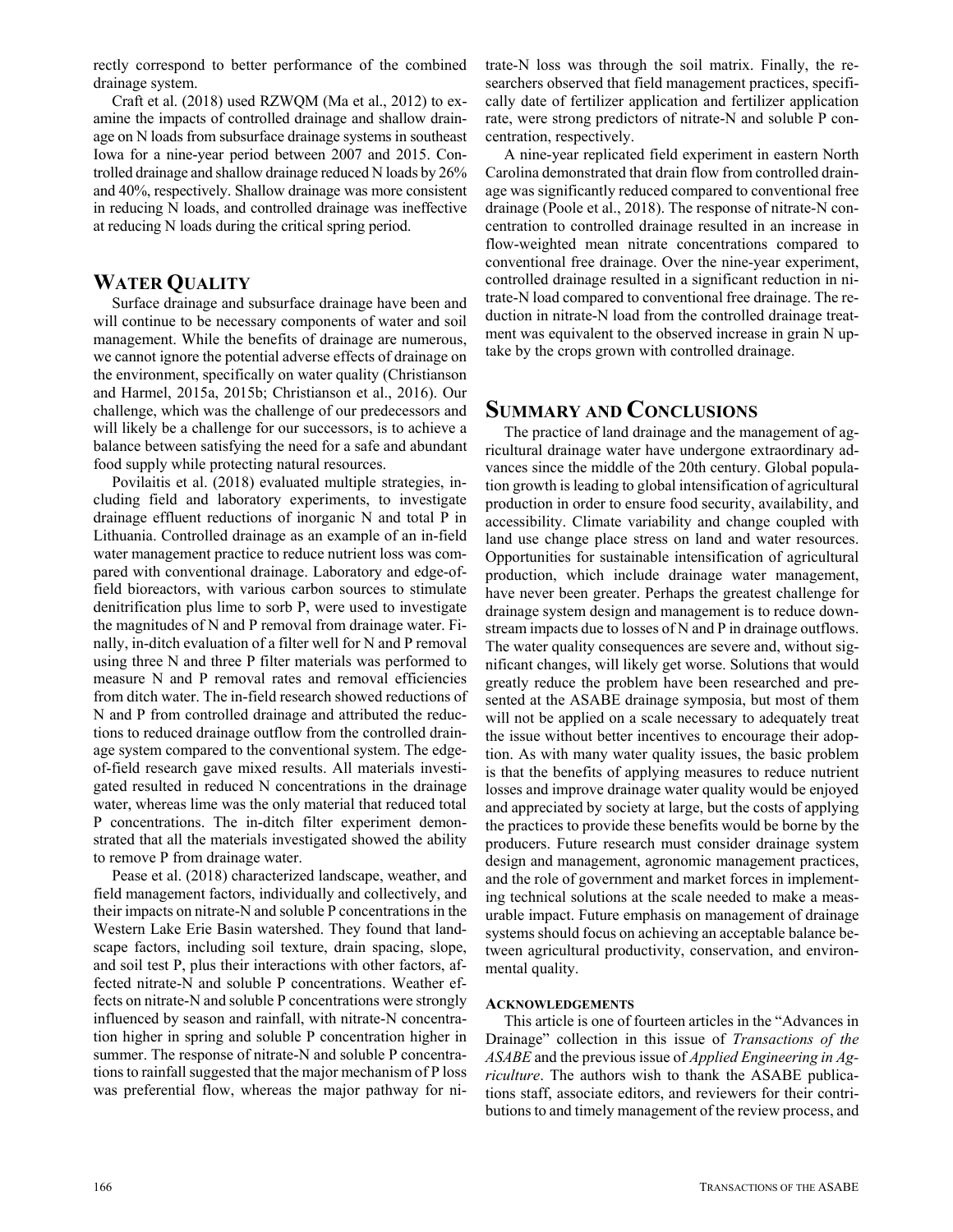rectly correspond to better performance of the combined drainage system.

Craft et al. (2018) used RZWQM (Ma et al., 2012) to examine the impacts of controlled drainage and shallow drainage on N loads from subsurface drainage systems in southeast Iowa for a nine-year period between 2007 and 2015. Controlled drainage and shallow drainage reduced N loads by 26% and 40%, respectively. Shallow drainage was more consistent in reducing N loads, and controlled drainage was ineffective at reducing N loads during the critical spring period.

## Water Quality

Surface drainage and subsurface drainage have been and will continue to be necessary components of water and soil management. While the benefits of drainage are numerous, we cannot ignore the potential adverse effects of drainage on the environment, specifically on water quality (Christianson and Harmel, 2015a, 2015b; Christianson et al., 2016). Our challenge, which was the challenge of our predecessors and will likely be a challenge for our successors, is to achieve a balance between satisfying the need for a safe and abundant food supply while protecting natural resources.

Povilaitis et al. (2018) evaluated multiple strategies, including field and laboratory experiments, to investigate drainage effluent reductions of inorganic N and total P in Lithuania. Controlled drainage as an example of an in-field water management practice to reduce nutrient loss was compared with conventional drainage. Laboratory and edge-of-field bioreactors, with various carbon sources to stimulate denitrification plus lime to sorb P, were used to investigate the magnitudes of N and P removal from drainage water. Finally, in-ditch evaluation of a filter well for N and P removal using three N and three P filter materials was performed to measure N and P removal rates and removal efficiencies from ditch water. The in-field research showed reductions of N and P from controlled drainage and attributed the reductions to reduced drainage outflow from the controlled drainage system compared to the conventional system. The edge-of-field research gave mixed results. All materials investigated resulted in reduced N concentrations in the drainage water, whereas lime was the only material that reduced total P concentrations. The in-ditch filter experiment demonstrated that all the materials investigated showed the ability to remove P from drainage water.

Pease et al. (2018) characterized landscape, weather, and field management factors, individually and collectively, and their impacts on nitrate-N and soluble P concentrations in the Western Lake Erie Basin watershed. They found that landscape factors, including soil texture, drain spacing, slope, and soil test P, plus their interactions with other factors, affected nitrate-N and soluble P concentrations. Weather effects on nitrate-N and soluble P concentrations were strongly influenced by season and rainfall, with nitrate-N concentration higher in spring and soluble P concentration higher in summer. The response of nitrate-N and soluble P concentrations to rainfall suggested that the major mechanism of P loss was preferential flow, whereas the major pathway for nitrate-N loss was through the soil matrix. Finally, the researchers observed that field management practices, specifically date of fertilizer application and fertilizer application rate, were strong predictors of nitrate-N and soluble P concentration, respectively.

A nine-year replicated field experiment in eastern North Carolina demonstrated that drain flow from controlled drainage was significantly reduced compared to conventional free drainage (Poole et al., 2018). The response of nitrate-N concentration to controlled drainage resulted in an increase in flow-weighted mean nitrate concentrations compared to conventional free drainage. Over the nine-year experiment, controlled drainage resulted in a significant reduction in nitrate-N load compared to conventional free drainage. The reduction in nitrate-N load from the controlled drainage treatment was equivalent to the observed increase in grain N uptake by the crops grown with controlled drainage.

## Summary and Conclusions

The practice of land drainage and the management of agricultural drainage water have undergone extraordinary advances since the middle of the 20th century. Global population growth is leading to global intensification of agricultural production in order to ensure food security, availability, and accessibility. Climate variability and change coupled with land use change place stress on land and water resources. Opportunities for sustainable intensification of agricultural production, which include drainage water management, have never been greater. Perhaps the greatest challenge for drainage system design and management is to reduce downstream impacts due to losses of N and P in drainage outflows. The water quality consequences are severe and, without significant changes, will likely get worse. Solutions that would greatly reduce the problem have been researched and presented at the ASABE drainage symposia, but most of them will not be applied on a scale necessary to adequately treat the issue without better incentives to encourage their adoption. As with many water quality issues, the basic problem is that the benefits of applying measures to reduce nutrient losses and improve drainage water quality would be enjoyed and appreciated by society at large, but the costs of applying the practices to provide these benefits would be borne by the producers. Future research must consider drainage system design and management, agronomic management practices, and the role of government and market forces in implementing technical solutions at the scale needed to make a measurable impact. Future emphasis on management of drainage systems should focus on achieving an acceptable balance between agricultural productivity, conservation, and environmental quality.

### Acknowledgements

This article is one of fourteen articles in the "Advances in Drainage" collection in this issue of *Transactions of the ASABE* and the previous issue of *Applied Engineering in Agriculture*. The authors wish to thank the ASABE publications staff, associate editors, and reviewers for their contributions to and timely management of the review process, and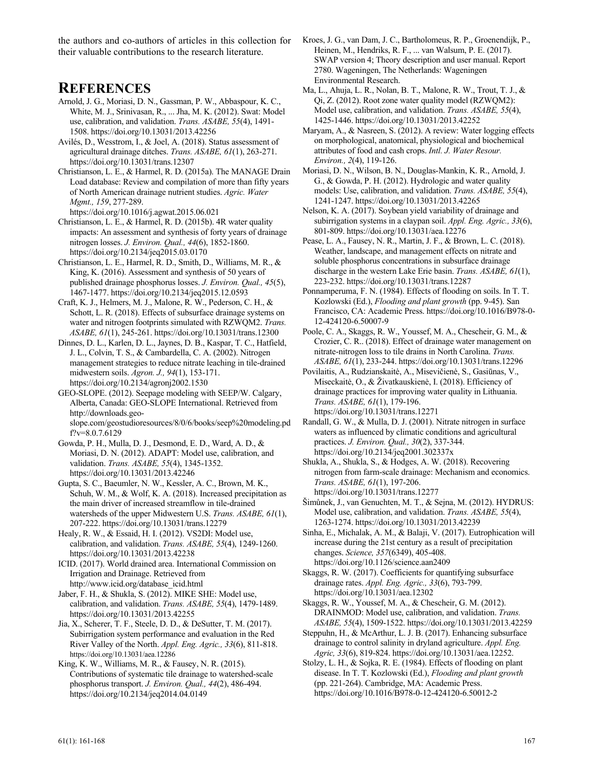the authors and co-authors of articles in this collection for their valuable contributions to the research literature.

## REFERENCES

Arnold, J. G., Moriasi, D. N., Gassman, P. W., Abbaspour, K. C., White, M. J., Srinivasan, R., ... Jha, M. K. (2012). Swat: Model use, calibration, and validation. *Trans. ASABE, 55*(4), 1491-1508. https://doi.org/10.13031/2013.42256

Avilés, D., Wesstrom, I., & Joel, A. (2018). Status assessment of agricultural drainage ditches. *Trans. ASABE, 61*(1), 263-271. https://doi.org/10.13031/trans.12307

Christianson, L. E., & Harmel, R. D. (2015a). The MANAGE Drain Load database: Review and compilation of more than fifty years of North American drainage nutrient studies. *Agric. Water Mgmt., 159*, 277-289. https://doi.org/10.1016/j.agwat.2015.06.021

Christianson, L. E., & Harmel, R. D. (2015b). 4R water quality impacts: An assessment and synthesis of forty years of drainage nitrogen losses. *J. Environ. Qual., 44*(6), 1852-1860. https://doi.org/10.2134/jeq2015.03.0170

Christianson, L. E., Harmel, R. D., Smith, D., Williams, M. R., & King, K. (2016). Assessment and synthesis of 50 years of published drainage phosphorus losses. *J. Environ. Qual., 45*(5), 1467-1477. https://doi.org/10.2134/jeq2015.12.0593

Craft, K. J., Helmers, M. J., Malone, R. W., Pederson, C. H., & Schott, L. R. (2018). Effects of subsurface drainage systems on water and nitrogen footprints simulated with RZWQM2. *Trans. ASABE, 61*(1), 245-261. https://doi.org/10.13031/trans.12300

Dinnes, D. L., Karlen, D. L., Jaynes, D. B., Kaspar, T. C., Hatfield, J. L., Colvin, T. S., & Cambardella, C. A. (2002). Nitrogen management strategies to reduce nitrate leaching in tile-drained midwestern soils. *Agron. J., 94*(1), 153-171. https://doi.org/10.2134/agronj2002.1530

GEO-SLOPE. (2012). Seepage modeling with SEEP/W. Calgary, Alberta, Canada: GEO-SLOPE International. Retrieved from http://downloads.geo-slope.com/geostudioresources/8/0/6/books/seep%20modeling.pdf?v=8.0.7.6129

Gowda, P. H., Mulla, D. J., Desmond, E. D., Ward, A. D., & Moriasi, D. N. (2012). ADAPT: Model use, calibration, and validation. *Trans. ASABE, 55*(4), 1345-1352. https://doi.org/10.13031/2013.42246

Gupta, S. C., Baeumler, N. W., Kessler, A. C., Brown, M. K., Schuh, W. M., & Wolf, K. A. (2018). Increased precipitation as the main driver of increased streamflow in tile-drained watersheds of the upper Midwestern U.S. *Trans. ASABE, 61*(1), 207-222. https://doi.org/10.13031/trans.12279

Healy, R. W., & Essaid, H. I. (2012). VS2DI: Model use, calibration, and validation. *Trans. ASABE, 55*(4), 1249-1260. https://doi.org/10.13031/2013.42238

ICID. (2017). World drained area. International Commission on Irrigation and Drainage. Retrieved from http://www.icid.org/database_icid.html

Jaber, F. H., & Shukla, S. (2012). MIKE SHE: Model use, calibration, and validation. *Trans. ASABE, 55*(4), 1479-1489. https://doi.org/10.13031/2013.42255

Jia, X., Scherer, T. F., Steele, D. D., & DeSutter, T. M. (2017). Subirrigation system performance and evaluation in the Red River Valley of the North. *Appl. Eng. Agric., 33*(6), 811-818. https://doi.org/10.13031/aea.12286

King, K. W., Williams, M. R., & Fausey, N. R. (2015). Contributions of systematic tile drainage to watershed-scale phosphorus transport. *J. Environ. Qual., 44*(2), 486-494. https://doi.org/10.2134/jeq2014.04.0149

Kroes, J. G., van Dam, J. C., Bartholomeus, R. P., Groenendijk, P., Heinen, M., Hendriks, R. F., ... van Walsum, P. E. (2017). SWAP version 4; Theory description and user manual. Report 2780. Wageningen, The Netherlands: Wageningen Environmental Research.

Ma, L., Ahuja, L. R., Nolan, B. T., Malone, R. W., Trout, T. J., & Qi, Z. (2012). Root zone water quality model (RZWQM2): Model use, calibration, and validation. *Trans. ASABE, 55*(4), 1425-1446. https://doi.org/10.13031/2013.42252

Maryam, A., & Nasreen, S. (2012). A review: Water logging effects on morphological, anatomical, physiological and biochemical attributes of food and cash crops. *Intl. J. Water Resour. Environ., 2*(4), 119-126.

Moriasi, D. N., Wilson, B. N., Douglas-Mankin, K. R., Arnold, J. G., & Gowda, P. H. (2012). Hydrologic and water quality models: Use, calibration, and validation. *Trans. ASABE, 55*(4), 1241-1247. https://doi.org/10.13031/2013.42265

Nelson, K. A. (2017). Soybean yield variability of drainage and subirrigation systems in a claypan soil. *Appl. Eng. Agric., 33*(6), 801-809. https://doi.org/10.13031/aea.12276

Pease, L. A., Fausey, N. R., Martin, J. F., & Brown, L. C. (2018). Weather, landscape, and management effects on nitrate and soluble phosphorus concentrations in subsurface drainage discharge in the western Lake Erie basin. *Trans. ASABE, 61*(1), 223-232. https://doi.org/10.13031/trans.12287

Ponnamperuma, F. N. (1984). Effects of flooding on soils. In T. T. Kozlowski (Ed.), *Flooding and plant growth* (pp. 9-45). San Francisco, CA: Academic Press. https://doi.org/10.1016/B978-0-12-424120-6.50007-9

Poole, C. A., Skaggs, R. W., Youssef, M. A., Chescheir, G. M., & Crozier, C. R.. (2018). Effect of drainage water management on nitrate-nitrogen loss to tile drains in North Carolina. *Trans. ASABE, 61*(1), 233-244. https://doi.org/10.13031/trans.12296

Povilaitis, A., Rudzianskaitė, A., Misevičienė, S., Gasiūnas, V., Miseckaitė, O., & Živatkauskienė, I. (2018). Efficiency of drainage practices for improving water quality in Lithuania. *Trans. ASABE, 61*(1), 179-196. https://doi.org/10.13031/trans.12271

Randall, G. W., & Mulla, D. J. (2001). Nitrate nitrogen in surface waters as influenced by climatic conditions and agricultural practices. *J. Environ. Qual., 30*(2), 337-344. https://doi.org/10.2134/jeq2001.302337x

Shukla, A., Shukla, S., & Hodges, A. W. (2018). Recovering nitrogen from farm-scale drainage: Mechanism and economics. *Trans. ASABE, 61*(1), 197-206. https://doi.org/10.13031/trans.12277

Šimůnek, J., van Genuchten, M. T., & Sejna, M. (2012). HYDRUS: Model use, calibration, and validation. *Trans. ASABE, 55*(4), 1263-1274. https://doi.org/10.13031/2013.42239

Sinha, E., Michalak, A. M., & Balaji, V. (2017). Eutrophication will increase during the 21st century as a result of precipitation changes. *Science, 357*(6349), 405-408. https://doi.org/10.1126/science.aan2409

Skaggs, R. W. (2017). Coefficients for quantifying subsurface drainage rates. *Appl. Eng. Agric., 33*(6), 793-799. https://doi.org/10.13031/aea.12302

Skaggs, R. W., Youssef, M. A., & Chescheir, G. M. (2012). DRAINMOD: Model use, calibration, and validation. *Trans. ASABE, 55*(4), 1509-1522. https://doi.org/10.13031/2013.42259

Steppuhn, H., & McArthur, L. J. B. (2017). Enhancing subsurface drainage to control salinity in dryland agriculture. *Appl. Eng. Agric, 33*(6), 819-824. https://doi.org/10.13031/aea.12252.

Stolzy, L. H., & Sojka, R. E. (1984). Effects of flooding on plant disease. In T. T. Kozlowski (Ed.), *Flooding and plant growth* (pp. 221-264). Cambridge, MA: Academic Press. https://doi.org/10.1016/B978-0-12-424120-6.50012-2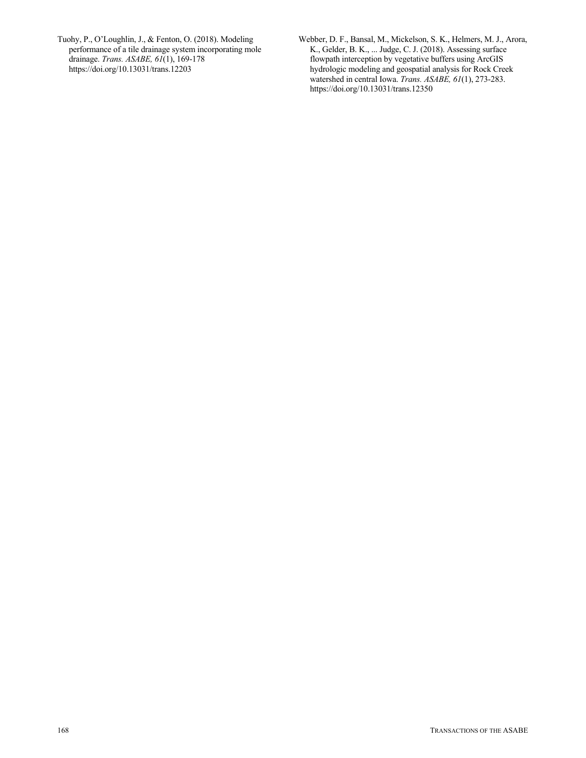Tuohy, P., O'Loughlin, J., & Fenton, O. (2018). Modeling performance of a tile drainage system incorporating mole drainage. *Trans. ASABE, 61*(1), 169-178 https://doi.org/10.13031/trans.12203

Webber, D. F., Bansal, M., Mickelson, S. K., Helmers, M. J., Arora, K., Gelder, B. K., ... Judge, C. J. (2018). Assessing surface flowpath interception by vegetative buffers using ArcGIS hydrologic modeling and geospatial analysis for Rock Creek watershed in central Iowa. *Trans. ASABE, 61*(1), 273-283. https://doi.org/10.13031/trans.12350